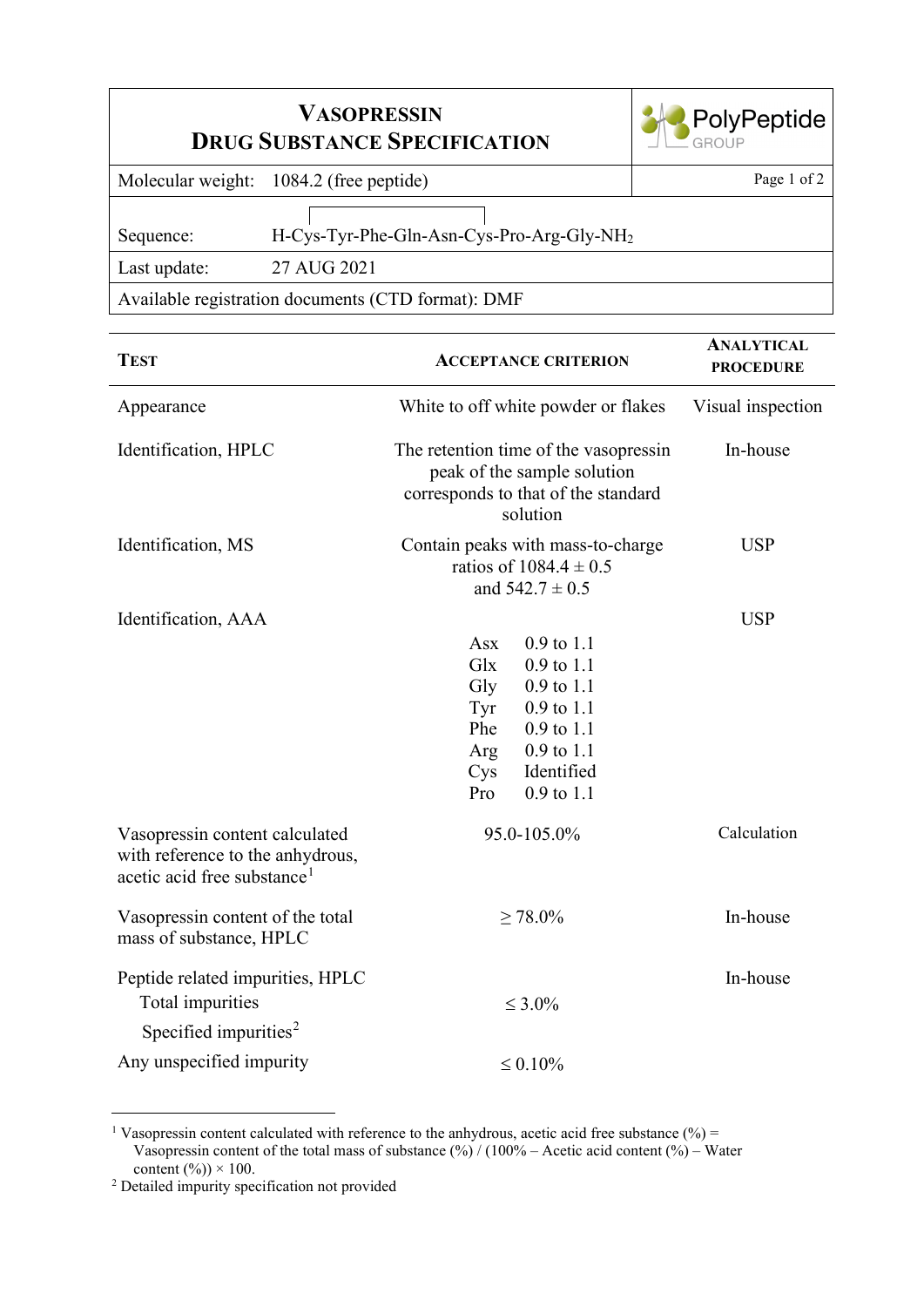# VASOPRESSIN DRUG SUBSTANCE SPECIFICATION

PolyPeptide GROUP

| | |
|---|---|
| Molecular weight: | 1084.2 (free peptide) |
| Sequence: | $H$-Cys-Tyr-Phe-Gln-Asn-Cys-Pro-Arg-Gly-$NH_2$ |
| Last update: | 27 AUG 2021 |
| Available registration documents (CTD format): DMF | |

| TEST | ACCEPTANCE CRITERION | ANALYTICAL PROCEDURE |
|---|---|---|
| Appearance | White to off white powder or flakes | Visual inspection |
| Identification, HPLC | The retention time of the vasopressin peak of the sample solution corresponds to that of the standard solution | In-house |
| Identification, MS | Contain peaks with mass-to-charge ratios of 1084.4 ± 0.5 and 542.7 ± 0.5 | USP |
| Identification, AAA | Asx 0.9 to 1.1<br>Glx 0.9 to 1.1<br>Gly 0.9 to 1.1<br>Tyr 0.9 to 1.1<br>Phe 0.9 to 1.1<br>Arg 0.9 to 1.1<br>Cys Identified<br>Pro 0.9 to 1.1 | USP |
| Vasopressin content calculated with reference to the anhydrous, acetic acid free substance[1] | 95.0-105.0% | Calculation |
| Vasopressin content of the total mass of substance, HPLC | ≥ 78.0% | In-house |
| Peptide related impurities, HPLC | | In-house |
| Total impurities | ≤ 3.0% | |
| Specified impurities[2] | | |
| Any unspecified impurity | ≤ 0.10% | |

[1] Vasopressin content calculated with reference to the anhydrous, acetic acid free substance (%) = Vasopressin content of the total mass of substance (%) / (100% – Acetic acid content (%) – Water content (%)) × 100.

[2] Detailed impurity specification not provided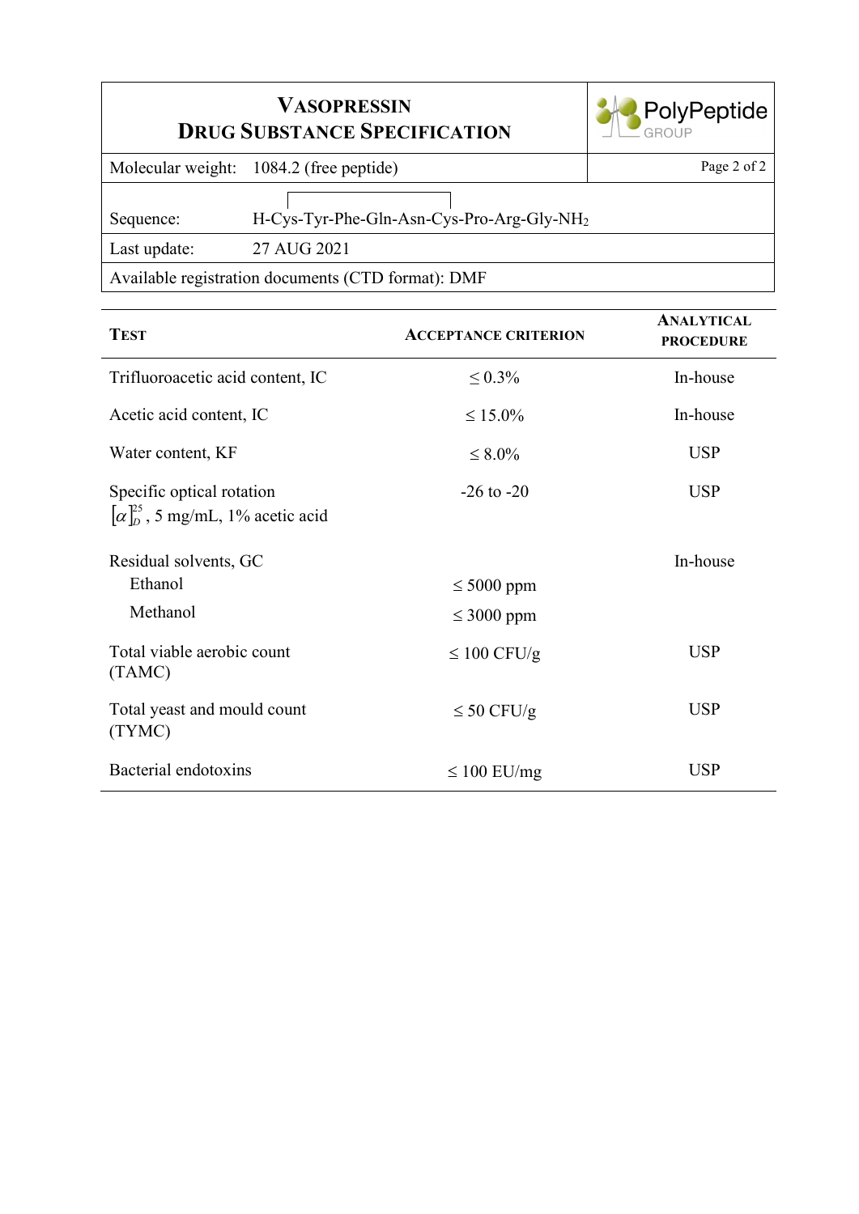# Vasopressin
# Drug Substance Specification

| | |
|---|---|
| Molecular weight: 1084.2 (free peptide) | |
| Sequence: H-Cys-Tyr-Phe-Gln-Asn-Cys-Pro-Arg-Gly-$NH_2$ | |
| Last update: 27 AUG 2021 | |
| Available registration documents (CTD format): DMF | |

| **Test** | **Acceptance criterion** | **Analytical procedure** |
|---|---|---|
| Trifluoroacetic acid content, IC | ≤ 0.3% | In-house |
| Acetic acid content, IC | ≤ 15.0% | In-house |
| Water content, KF | ≤ 8.0% | USP |
| Specific optical rotation $[\alpha]_D^{25}$, 5 mg/mL, 1% acetic acid | -26 to -20 | USP |
| Residual solvents, GC | | In-house |
| Ethanol | ≤ 5000 ppm | |
| Methanol | ≤ 3000 ppm | |
| Total viable aerobic count (TAMC) | ≤ 100 CFU/g | USP |
| Total yeast and mould count (TYMC) | ≤ 50 CFU/g | USP |
| Bacterial endotoxins | ≤ 100 EU/mg | USP |